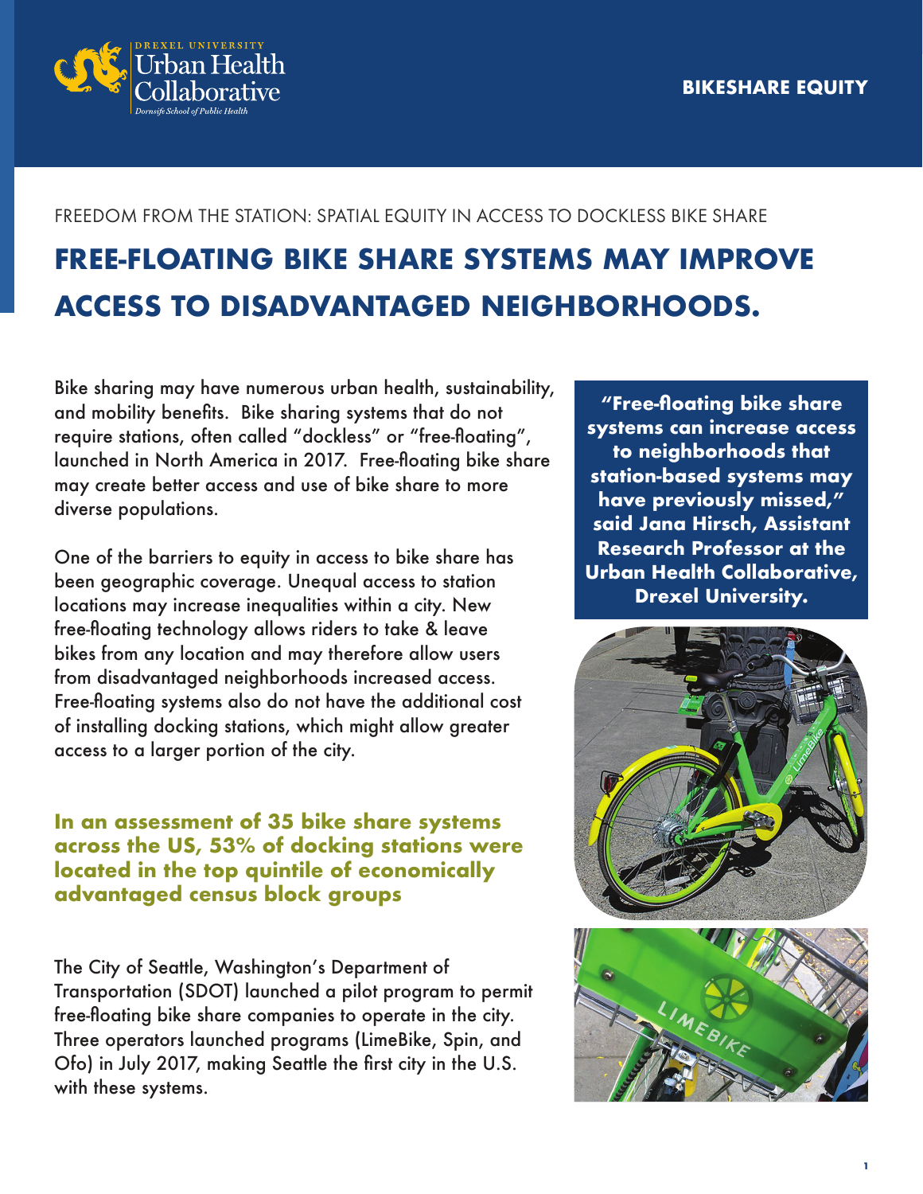BIKESHARE EQUITY

FREEDOM FROM THE STATION: SPATIAL EQUITY IN ACCESS TO DOCKLESS BIKE SHARE

# FREE-FLOATING BIKE SHARE SYSTEMS MAY IMPROVE ACCESS TO DISADVANTAGED NEIGHBORHOODS.

Bike sharing may have numerous urban health, sustainability, and mobility benefits. Bike sharing systems that do not require stations, often called "dockless" or "free-floating", launched in North America in 2017. Free-floating bike share may create better access and use of bike share to more diverse populations.

One of the barriers to equity in access to bike share has been geographic coverage. Unequal access to station locations may increase inequalities within a city. New free-floating technology allows riders to take & leave bikes from any location and may therefore allow users from disadvantaged neighborhoods increased access. Free-floating systems also do not have the additional cost of installing docking stations, which might allow greater access to a larger portion of the city.

**In an assessment of 35 bike share systems across the US, 53% of docking stations were located in the top quintile of economically advantaged census block groups**

The City of Seattle, Washington's Department of Transportation (SDOT) launched a pilot program to permit free-floating bike share companies to operate in the city. Three operators launched programs (LimeBike, Spin, and Ofo) in July 2017, making Seattle the first city in the U.S. with these systems.

**"Free-floating bike share systems can increase access to neighborhoods that station-based systems may have previously missed," said Jana Hirsch, Assistant Research Professor at the Urban Health Collaborative, Drexel University.**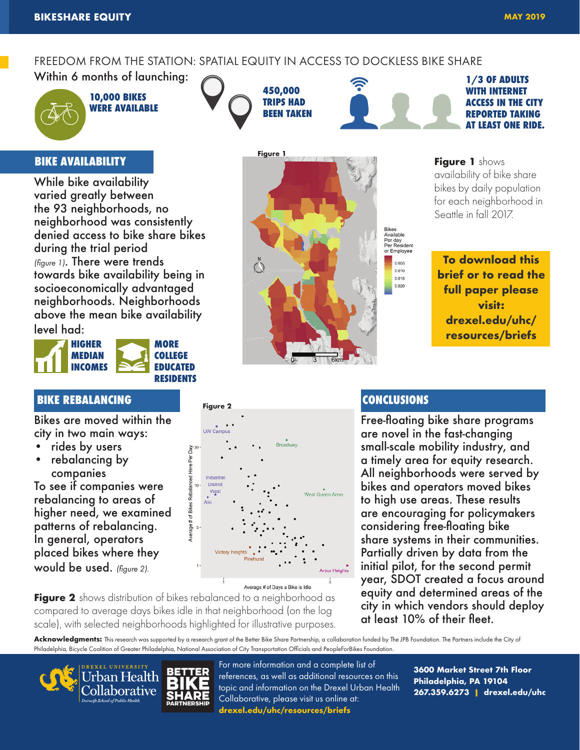BIKESHARE EQUITY — MAY 2019

# FREEDOM FROM THE STATION: SPATIAL EQUITY IN ACCESS TO DOCKLESS BIKE SHARE

Within 6 months of launching:

**10,000 BIKES WERE AVAILABLE**

**450,000 TRIPS HAD BEEN TAKEN**

**1/3 OF ADULTS WITH INTERNET ACCESS IN THE CITY REPORTED TAKING AT LEAST ONE RIDE.**

## BIKE AVAILABILITY

While bike availability varied greatly between the 93 neighborhoods, no neighborhood was consistently denied access to bike share bikes during the trial period *(figure 1)*. There were trends towards bike availability being in socioeconomically advantaged neighborhoods. Neighborhoods above the mean bike availability level had:

**HIGHER MEDIAN INCOMES**

**MORE COLLEGE EDUCATED RESIDENTS**

**Figure 1**

Bikes Available Per day Per Resident or Employee
0.005
0.010
0.015
0.020

0 3 6km

**Figure 1** shows availability of bike share bikes by daily population for each neighborhood in Seattle in fall 2017.

**To download this brief or to read the full paper please visit: drexel.edu/uhc/resources/briefs**

## BIKE REBALANCING

Bikes are moved within the city in two main ways:

- rides by users
- rebalancing by companies

To see if companies were rebalancing to areas of higher need, we examined patterns of rebalancing. In general, operators placed bikes where they would be used. *(figure 2)*.

**Figure 2**

UW Campus
Broadway
Industrial District West
Alki
West Queen Anne
Victory Heights
Pinehurst
Arbor Heights
Average # of Bikes Rebalanced Here Per Day
30
10
3
1
Average # of Days a Bike is Idle
1
5

**Figure 2** shows distribution of bikes rebalanced to a neighborhood as compared to average days bikes idle in that neighborhood (on the log scale), with selected neighborhoods highlighted for illustrative purposes.

## CONCLUSIONS

Free-floating bike share programs are novel in the fast-changing small-scale mobility industry, and a timely area for equity research. All neighborhoods were served by bikes and operators moved bikes to high use areas. These results are encouraging for policymakers considering free-floating bike share systems in their communities. Partially driven by data from the initial pilot, for the second permit year, SDOT created a focus around equity and determined areas of the city in which vendors should deploy at least 10% of their fleet.

**Acknowledgments:** This research was supported by a research grant of the Better Bike Share Partnership, a collaboration funded by The JPB Foundation. The Partners include the City of Philadelphia, Bicycle Coalition of Greater Philadelphia, National Association of City Transportation Officials and PeopleForBikes Foundation.

Drexel University Urban Health Collaborative — Dornsife School of Public Health

Better Bike Share Partnership

For more information and a complete list of references, as well as additional resources on this topic and information on the Drexel Urban Health Collaborative, please visit us online at: **drexel.edu/uhc/resources/briefs**

**3600 Market Street 7th Floor**
**Philadelphia, PA 19104**
**267.359.6273 | drexel.edu/uhc**